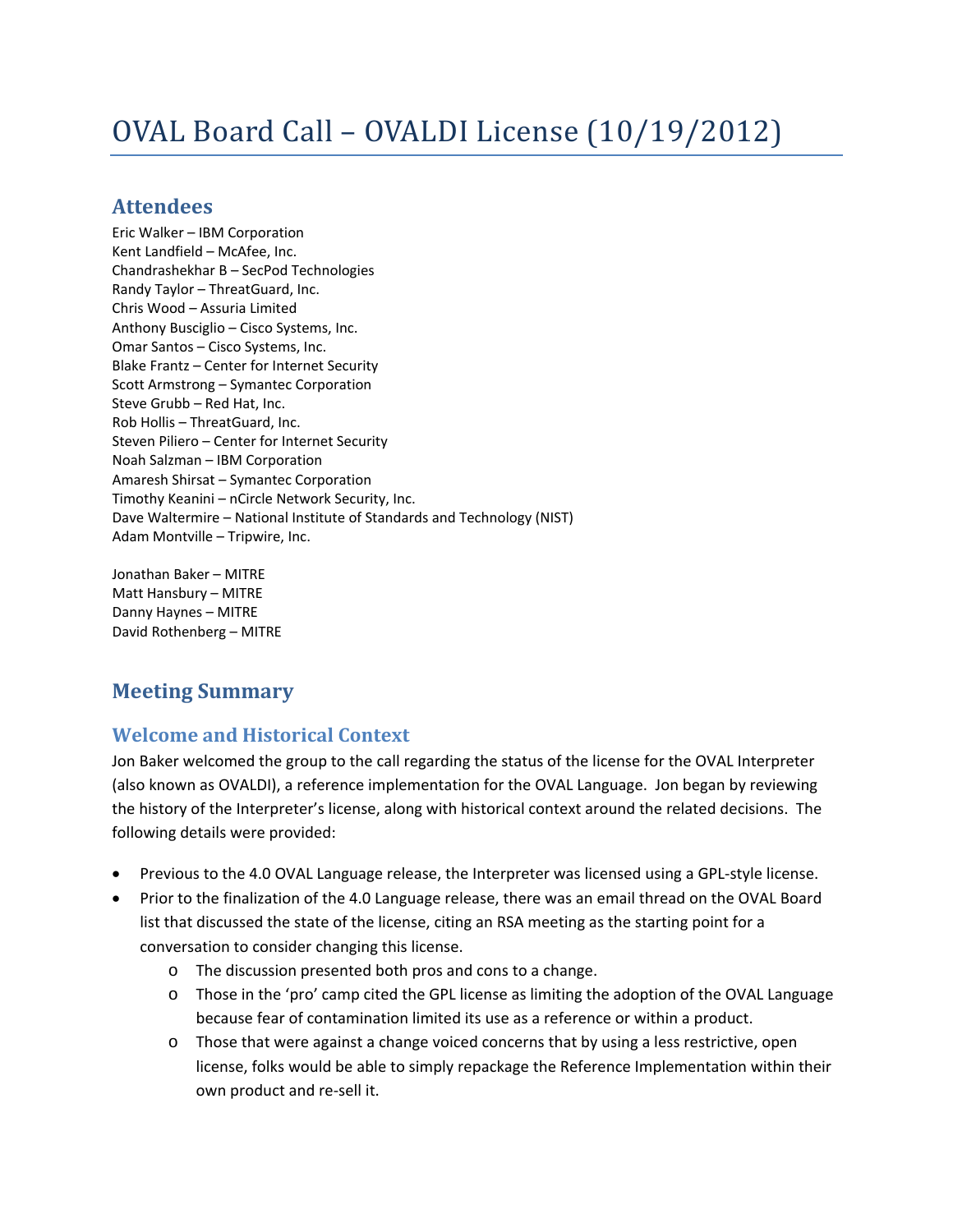# OVAL Board Call – OVALDI License (10/19/2012)

## Attendees

Eric Walker – IBM Corporation
Kent Landfield – McAfee, Inc.
Chandrashekhar B – SecPod Technologies
Randy Taylor – ThreatGuard, Inc.
Chris Wood – Assuria Limited
Anthony Busciglio – Cisco Systems, Inc.
Omar Santos – Cisco Systems, Inc.
Blake Frantz – Center for Internet Security
Scott Armstrong – Symantec Corporation
Steve Grubb – Red Hat, Inc.
Rob Hollis – ThreatGuard, Inc.
Steven Piliero – Center for Internet Security
Noah Salzman – IBM Corporation
Amaresh Shirsat – Symantec Corporation
Timothy Keanini – nCircle Network Security, Inc.
Dave Waltermire – National Institute of Standards and Technology (NIST)
Adam Montville – Tripwire, Inc.

Jonathan Baker – MITRE
Matt Hansbury – MITRE
Danny Haynes – MITRE
David Rothenberg – MITRE

## Meeting Summary

### Welcome and Historical Context

Jon Baker welcomed the group to the call regarding the status of the license for the OVAL Interpreter (also known as OVALDI), a reference implementation for the OVAL Language. Jon began by reviewing the history of the Interpreter's license, along with historical context around the related decisions. The following details were provided:

- Previous to the 4.0 OVAL Language release, the Interpreter was licensed using a GPL-style license.
- Prior to the finalization of the 4.0 Language release, there was an email thread on the OVAL Board list that discussed the state of the license, citing an RSA meeting as the starting point for a conversation to consider changing this license.
  - The discussion presented both pros and cons to a change.
  - Those in the 'pro' camp cited the GPL license as limiting the adoption of the OVAL Language because fear of contamination limited its use as a reference or within a product.
  - Those that were against a change voiced concerns that by using a less restrictive, open license, folks would be able to simply repackage the Reference Implementation within their own product and re-sell it.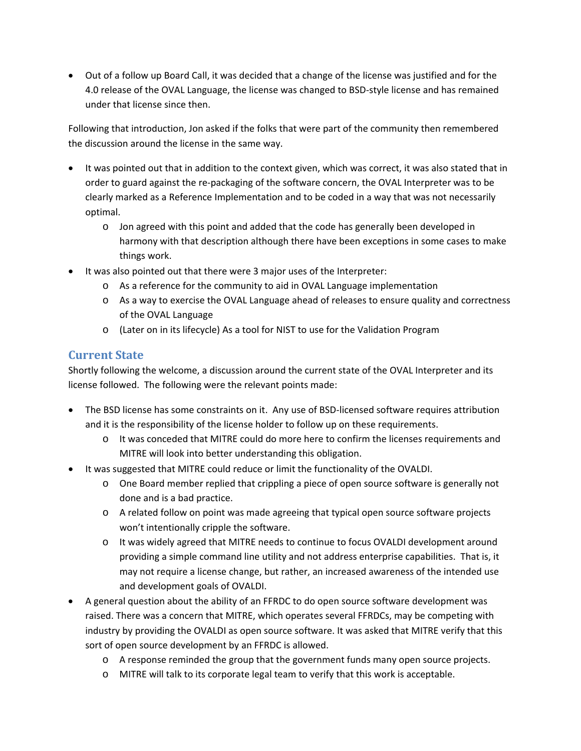- Out of a follow up Board Call, it was decided that a change of the license was justified and for the 4.0 release of the OVAL Language, the license was changed to BSD-style license and has remained under that license since then.

Following that introduction, Jon asked if the folks that were part of the community then remembered the discussion around the license in the same way.

- It was pointed out that in addition to the context given, which was correct, it was also stated that in order to guard against the re-packaging of the software concern, the OVAL Interpreter was to be clearly marked as a Reference Implementation and to be coded in a way that was not necessarily optimal.
  - Jon agreed with this point and added that the code has generally been developed in harmony with that description although there have been exceptions in some cases to make things work.
- It was also pointed out that there were 3 major uses of the Interpreter:
  - As a reference for the community to aid in OVAL Language implementation
  - As a way to exercise the OVAL Language ahead of releases to ensure quality and correctness of the OVAL Language
  - (Later on in its lifecycle) As a tool for NIST to use for the Validation Program

## Current State

Shortly following the welcome, a discussion around the current state of the OVAL Interpreter and its license followed. The following were the relevant points made:

- The BSD license has some constraints on it. Any use of BSD-licensed software requires attribution and it is the responsibility of the license holder to follow up on these requirements.
  - It was conceded that MITRE could do more here to confirm the licenses requirements and MITRE will look into better understanding this obligation.
- It was suggested that MITRE could reduce or limit the functionality of the OVALDI.
  - One Board member replied that crippling a piece of open source software is generally not done and is a bad practice.
  - A related follow on point was made agreeing that typical open source software projects won't intentionally cripple the software.
  - It was widely agreed that MITRE needs to continue to focus OVALDI development around providing a simple command line utility and not address enterprise capabilities. That is, it may not require a license change, but rather, an increased awareness of the intended use and development goals of OVALDI.
- A general question about the ability of an FFRDC to do open source software development was raised. There was a concern that MITRE, which operates several FFRDCs, may be competing with industry by providing the OVALDI as open source software. It was asked that MITRE verify that this sort of open source development by an FFRDC is allowed.
  - A response reminded the group that the government funds many open source projects.
  - MITRE will talk to its corporate legal team to verify that this work is acceptable.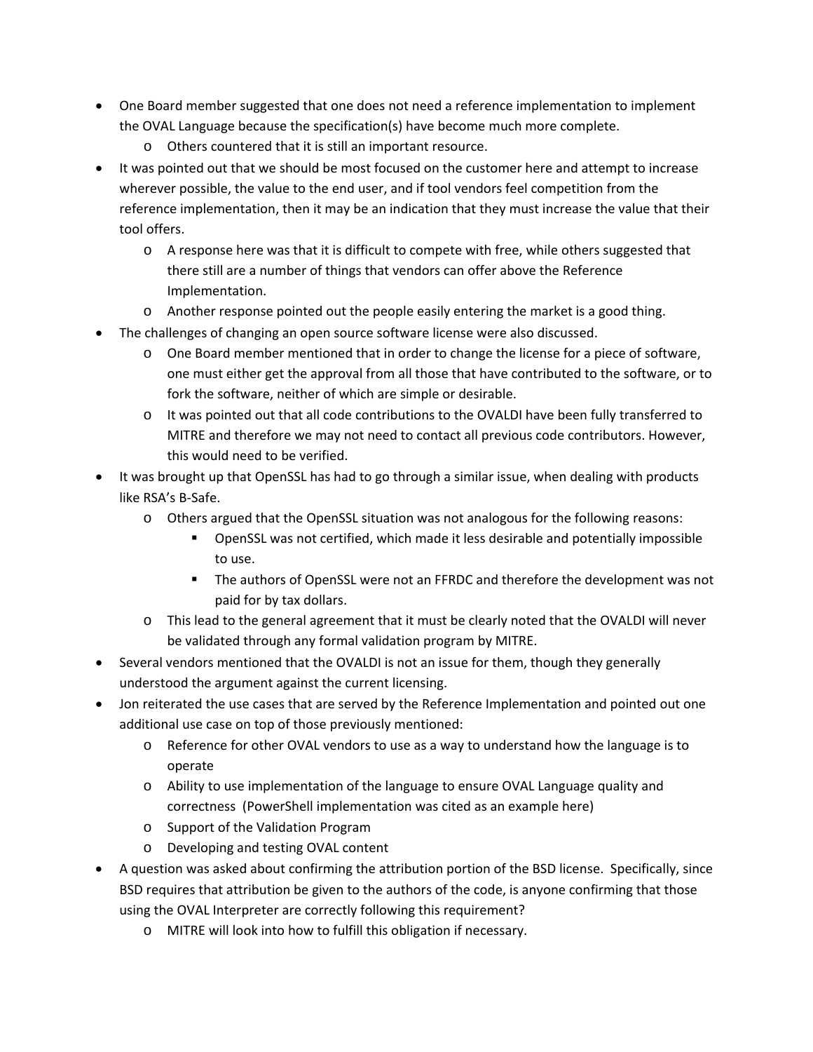- One Board member suggested that one does not need a reference implementation to implement the OVAL Language because the specification(s) have become much more complete.
  - Others countered that it is still an important resource.
- It was pointed out that we should be most focused on the customer here and attempt to increase wherever possible, the value to the end user, and if tool vendors feel competition from the reference implementation, then it may be an indication that they must increase the value that their tool offers.
  - A response here was that it is difficult to compete with free, while others suggested that there still are a number of things that vendors can offer above the Reference Implementation.
  - Another response pointed out the people easily entering the market is a good thing.
- The challenges of changing an open source software license were also discussed.
  - One Board member mentioned that in order to change the license for a piece of software, one must either get the approval from all those that have contributed to the software, or to fork the software, neither of which are simple or desirable.
  - It was pointed out that all code contributions to the OVALDI have been fully transferred to MITRE and therefore we may not need to contact all previous code contributors. However, this would need to be verified.
- It was brought up that OpenSSL has had to go through a similar issue, when dealing with products like RSA's B-Safe.
  - Others argued that the OpenSSL situation was not analogous for the following reasons:
    - OpenSSL was not certified, which made it less desirable and potentially impossible to use.
    - The authors of OpenSSL were not an FFRDC and therefore the development was not paid for by tax dollars.
  - This lead to the general agreement that it must be clearly noted that the OVALDI will never be validated through any formal validation program by MITRE.
- Several vendors mentioned that the OVALDI is not an issue for them, though they generally understood the argument against the current licensing.
- Jon reiterated the use cases that are served by the Reference Implementation and pointed out one additional use case on top of those previously mentioned:
  - Reference for other OVAL vendors to use as a way to understand how the language is to operate
  - Ability to use implementation of the language to ensure OVAL Language quality and correctness (PowerShell implementation was cited as an example here)
  - Support of the Validation Program
  - Developing and testing OVAL content
- A question was asked about confirming the attribution portion of the BSD license. Specifically, since BSD requires that attribution be given to the authors of the code, is anyone confirming that those using the OVAL Interpreter are correctly following this requirement?
  - MITRE will look into how to fulfill this obligation if necessary.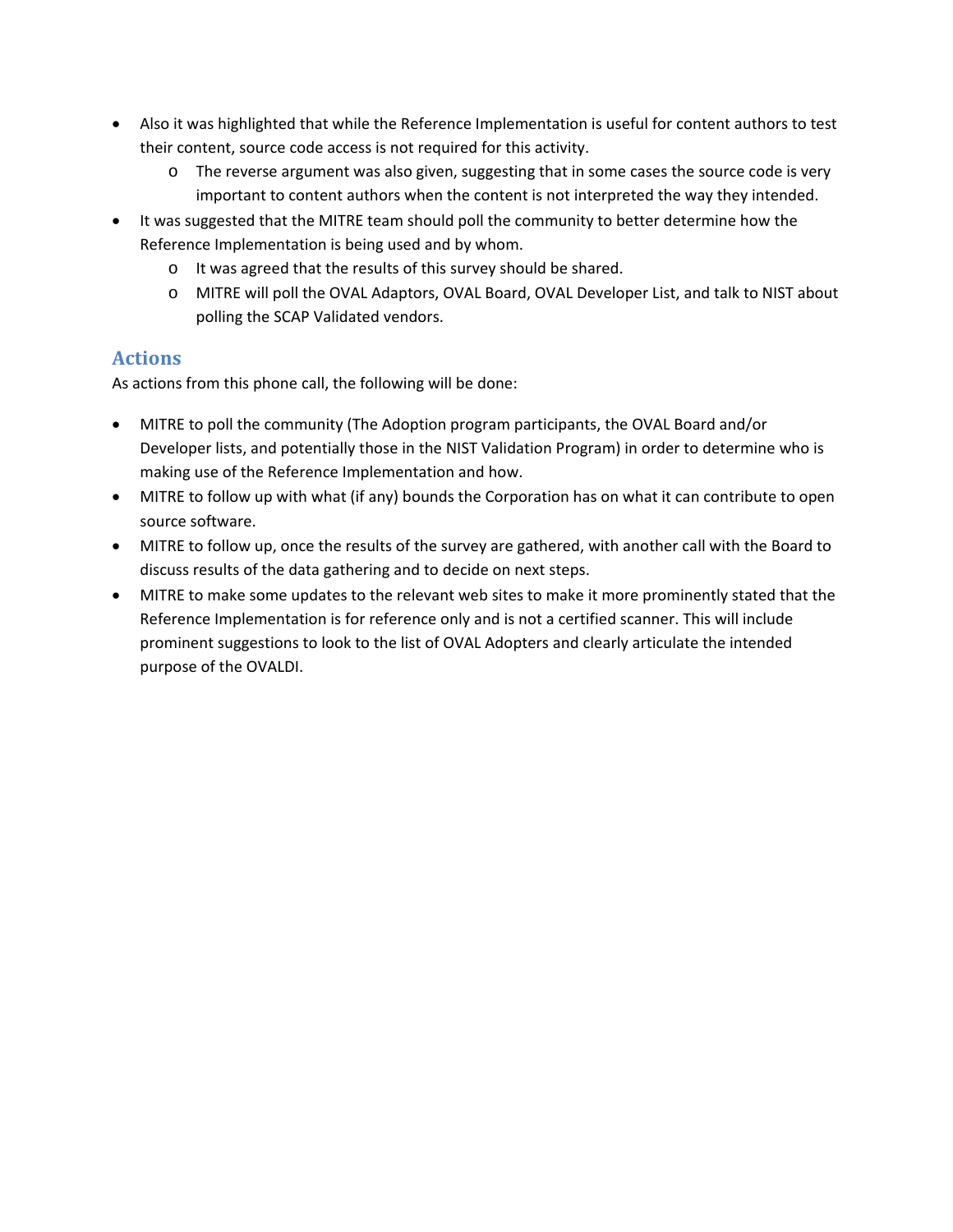- Also it was highlighted that while the Reference Implementation is useful for content authors to test their content, source code access is not required for this activity.
  - The reverse argument was also given, suggesting that in some cases the source code is very important to content authors when the content is not interpreted the way they intended.
- It was suggested that the MITRE team should poll the community to better determine how the Reference Implementation is being used and by whom.
  - It was agreed that the results of this survey should be shared.
  - MITRE will poll the OVAL Adaptors, OVAL Board, OVAL Developer List, and talk to NIST about polling the SCAP Validated vendors.

## Actions

As actions from this phone call, the following will be done:

- MITRE to poll the community (The Adoption program participants, the OVAL Board and/or Developer lists, and potentially those in the NIST Validation Program) in order to determine who is making use of the Reference Implementation and how.
- MITRE to follow up with what (if any) bounds the Corporation has on what it can contribute to open source software.
- MITRE to follow up, once the results of the survey are gathered, with another call with the Board to discuss results of the data gathering and to decide on next steps.
- MITRE to make some updates to the relevant web sites to make it more prominently stated that the Reference Implementation is for reference only and is not a certified scanner. This will include prominent suggestions to look to the list of OVAL Adopters and clearly articulate the intended purpose of the OVALDI.